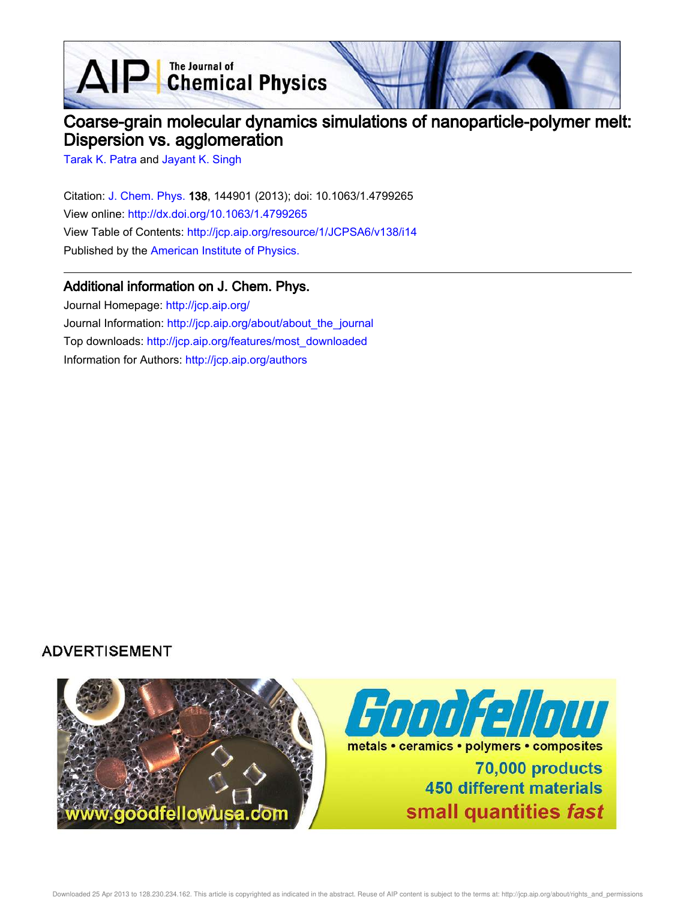# Coarse-grain molecular dynamics simulations of nanoparticle-polymer melt: Dispersion vs. agglomeration

Tarak K. Patra and Jayant K. Singh

Citation: J. Chem. Phys. **138**, 144901 (2013); doi: 10.1063/1.4799265
View online: http://dx.doi.org/10.1063/1.4799265
View Table of Contents: http://jcp.aip.org/resource/1/JCPSA6/v138/i14
Published by the American Institute of Physics.

## Additional information on J. Chem. Phys.

Journal Homepage: http://jcp.aip.org/
Journal Information: http://jcp.aip.org/about/about_the_journal
Top downloads: http://jcp.aip.org/features/most_downloaded
Information for Authors: http://jcp.aip.org/authors

ADVERTISEMENT

Goodfellow
metals • ceramics • polymers • composites
70,000 products
450 different materials
small quantities fast
www.goodfellowusa.com

Downloaded 25 Apr 2013 to 128.230.234.162. This article is copyrighted as indicated in the abstract. Reuse of AIP content is subject to the terms at: http://jcp.aip.org/about/rights_and_permissions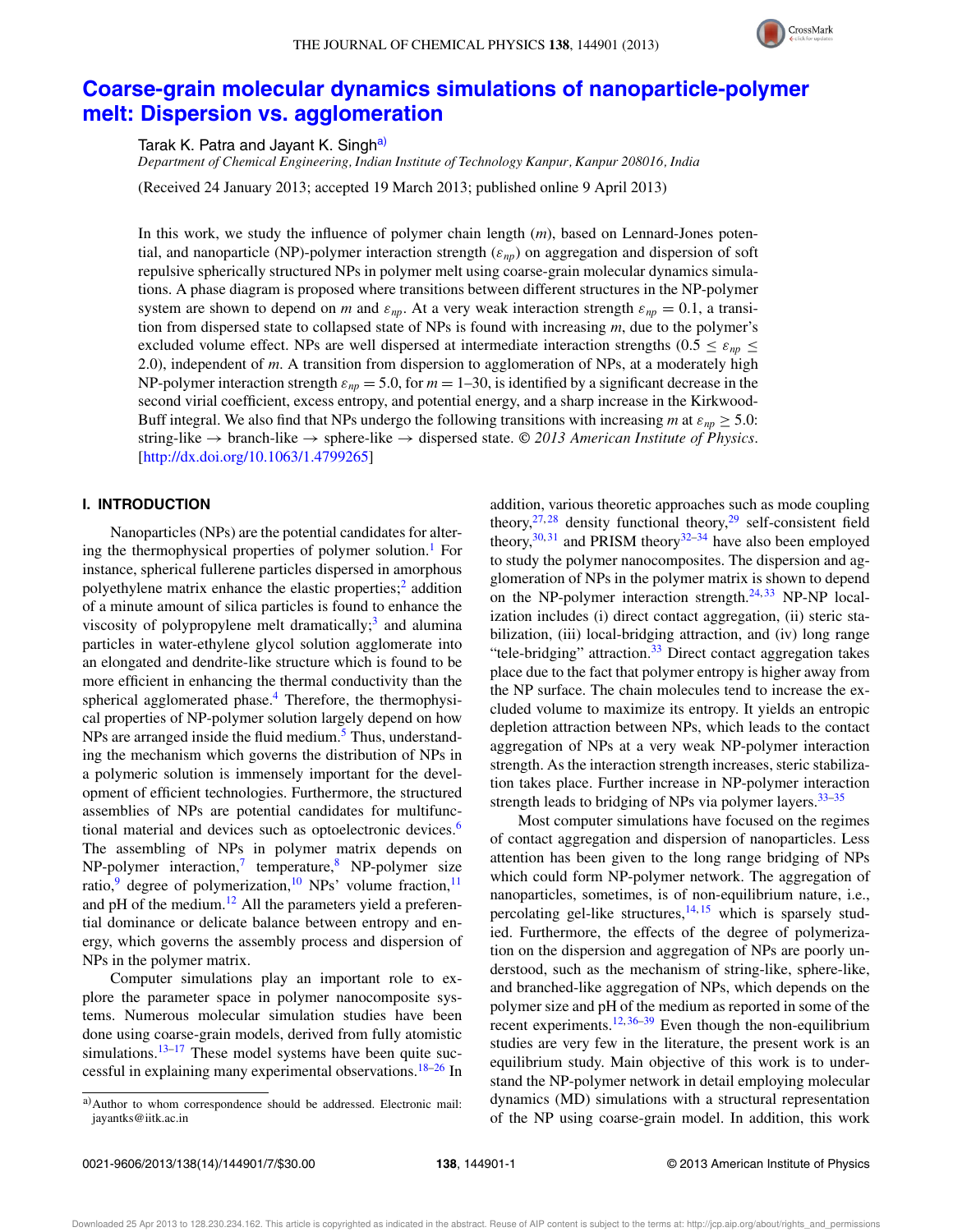# Coarse-grain molecular dynamics simulations of nanoparticle-polymer melt: Dispersion vs. agglomeration

Tarak K. Patra and Jayant K. Singh[a)]

*Department of Chemical Engineering, Indian Institute of Technology Kanpur, Kanpur 208016, India*

(Received 24 January 2013; accepted 19 March 2013; published online 9 April 2013)

In this work, we study the influence of polymer chain length ($m$), based on Lennard-Jones potential, and nanoparticle (NP)-polymer interaction strength ($\varepsilon_{np}$) on aggregation and dispersion of soft repulsive spherically structured NPs in polymer melt using coarse-grain molecular dynamics simulations. A phase diagram is proposed where transitions between different structures in the NP-polymer system are shown to depend on $m$ and $\varepsilon_{np}$. At a very weak interaction strength $\varepsilon_{np} = 0.1$, a transition from dispersed state to collapsed state of NPs is found with increasing $m$, due to the polymer's excluded volume effect. NPs are well dispersed at intermediate interaction strengths ($0.5 \leq \varepsilon_{np} \leq 2.0$), independent of $m$. A transition from dispersion to agglomeration of NPs, at a moderately high NP-polymer interaction strength $\varepsilon_{np} = 5.0$, for $m = 1$–$30$, is identified by a significant decrease in the second virial coefficient, excess entropy, and potential energy, and a sharp increase in the Kirkwood-Buff integral. We also find that NPs undergo the following transitions with increasing $m$ at $\varepsilon_{np} \geq 5.0$: string-like → branch-like → sphere-like → dispersed state. © *2013 American Institute of Physics*. [http://dx.doi.org/10.1063/1.4799265]

## I. INTRODUCTION

Nanoparticles (NPs) are the potential candidates for altering the thermophysical properties of polymer solution.[1] For instance, spherical fullerene particles dispersed in amorphous polyethylene matrix enhance the elastic properties;[2] addition of a minute amount of silica particles is found to enhance the viscosity of polypropylene melt dramatically;[3] and alumina particles in water-ethylene glycol solution agglomerate into an elongated and dendrite-like structure which is found to be more efficient in enhancing the thermal conductivity than the spherical agglomerated phase.[4] Therefore, the thermophysical properties of NP-polymer solution largely depend on how NPs are arranged inside the fluid medium.[5] Thus, understanding the mechanism which governs the distribution of NPs in a polymeric solution is immensely important for the development of efficient technologies. Furthermore, the structured assemblies of NPs are potential candidates for multifunctional material and devices such as optoelectronic devices.[6] The assembling of NPs in polymer matrix depends on NP-polymer interaction,[7] temperature,[8] NP-polymer size ratio,[9] degree of polymerization,[10] NPs' volume fraction,[11] and pH of the medium.[12] All the parameters yield a preferential dominance or delicate balance between entropy and energy, which governs the assembly process and dispersion of NPs in the polymer matrix.

Computer simulations play an important role to explore the parameter space in polymer nanocomposite systems. Numerous molecular simulation studies have been done using coarse-grain models, derived from fully atomistic simulations.[13–17] These model systems have been quite successful in explaining many experimental observations.[18–26] In addition, various theoretic approaches such as mode coupling theory,[27,28] density functional theory,[29] self-consistent field theory,[30,31] and PRISM theory[32–34] have also been employed to study the polymer nanocomposites. The dispersion and agglomeration of NPs in the polymer matrix is shown to depend on the NP-polymer interaction strength.[24,33] NP-NP localization includes (i) direct contact aggregation, (ii) steric stabilization, (iii) local-bridging attraction, and (iv) long range "tele-bridging" attraction.[33] Direct contact aggregation takes place due to the fact that polymer entropy is higher away from the NP surface. The chain molecules tend to increase the excluded volume to maximize its entropy. It yields an entropic depletion attraction between NPs, which leads to the contact aggregation of NPs at a very weak NP-polymer interaction strength. As the interaction strength increases, steric stabilization takes place. Further increase in NP-polymer interaction strength leads to bridging of NPs via polymer layers.[33–35]

Most computer simulations have focused on the regimes of contact aggregation and dispersion of nanoparticles. Less attention has been given to the long range bridging of NPs which could form NP-polymer network. The aggregation of nanoparticles, sometimes, is of non-equilibrium nature, i.e., percolating gel-like structures,[14,15] which is sparsely studied. Furthermore, the effects of the degree of polymerization on the dispersion and aggregation of NPs are poorly understood, such as the mechanism of string-like, sphere-like, and branched-like aggregation of NPs, which depends on the polymer size and pH of the medium as reported in some of the recent experiments.[12,36–39] Even though the non-equilibrium studies are very few in the literature, the present work is an equilibrium study. Main objective of this work is to understand the NP-polymer network in detail employing molecular dynamics (MD) simulations with a structural representation of the NP using coarse-grain model. In addition, this work

[a)] Author to whom correspondence should be addressed. Electronic mail: jayantks@iitk.ac.in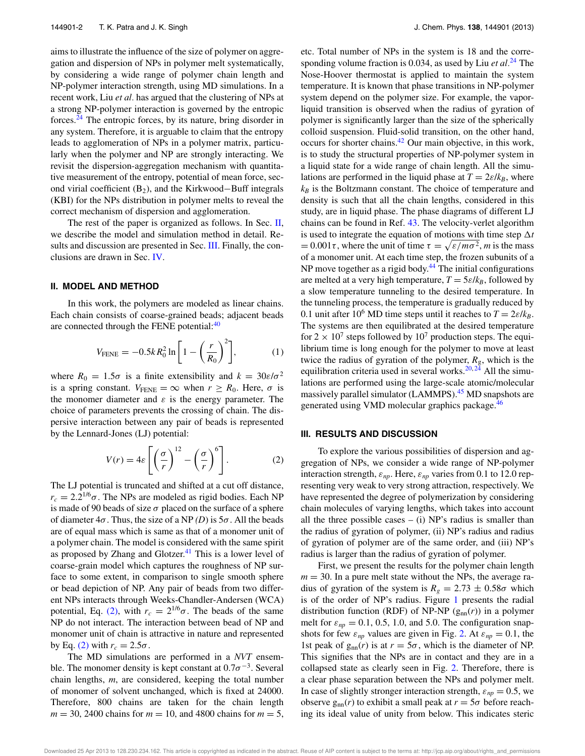aims to illustrate the influence of the size of polymer on aggregation and dispersion of NPs in polymer melt systematically, by considering a wide range of polymer chain length and NP-polymer interaction strength, using MD simulations. In a recent work, Liu *et al*. has argued that the clustering of NPs at a strong NP-polymer interaction is governed by the entropic forces.[24] The entropic forces, by its nature, bring disorder in any system. Therefore, it is arguable to claim that the entropy leads to agglomeration of NPs in a polymer matrix, particularly when the polymer and NP are strongly interacting. We revisit the dispersion-aggregation mechanism with quantitative measurement of the entropy, potential of mean force, second virial coefficient ($B_2$), and the Kirkwood−Buff integrals (KBI) for the NPs distribution in polymer melts to reveal the correct mechanism of dispersion and agglomeration.

The rest of the paper is organized as follows. In Sec. II, we describe the model and simulation method in detail. Results and discussion are presented in Sec. III. Finally, the conclusions are drawn in Sec. IV.

## II. MODEL AND METHOD

In this work, the polymers are modeled as linear chains. Each chain consists of coarse-grained beads; adjacent beads are connected through the FENE potential:[40]

$$V_{\text{FENE}} = -0.5kR_0^2 \ln\left[1 - \left(\frac{r}{R_0}\right)^2\right], \tag{1}$$

where $R_0 = 1.5\sigma$ is a finite extensibility and $k = 30\epsilon/\sigma^2$ is a spring constant. $V_{\text{FENE}} = \infty$ when $r \geq R_0$. Here, $\sigma$ is the monomer diameter and $\epsilon$ is the energy parameter. The choice of parameters prevents the crossing of chain. The dispersive interaction between any pair of beads is represented by the Lennard-Jones (LJ) potential:

$$V(r) = 4\epsilon\left[\left(\frac{\sigma}{r}\right)^{12} - \left(\frac{\sigma}{r}\right)^{6}\right]. \tag{2}$$

The LJ potential is truncated and shifted at a cut off distance, $r_c = 2.2^{1/6}\sigma$. The NPs are modeled as rigid bodies. Each NP is made of 90 beads of size $\sigma$ placed on the surface of a sphere of diameter $4\sigma$. Thus, the size of a NP *(D)* is $5\sigma$. All the beads are of equal mass which is same as that of a monomer unit of a polymer chain. The model is considered with the same spirit as proposed by Zhang and Glotzer.[41] This is a lower level of coarse-grain model which captures the roughness of NP surface to some extent, in comparison to single smooth sphere or bead depiction of NP. Any pair of beads from two different NPs interacts through Weeks-Chandler-Andersen (WCA) potential, Eq. (2), with $r_c = 2^{1/6}\sigma$. The beads of the same NP do not interact. The interaction between bead of NP and monomer unit of chain is attractive in nature and represented by Eq. (2) with $r_c = 2.5\sigma$.

The MD simulations are performed in a *NVT* ensemble. The monomer density is kept constant at $0.7\sigma^{-3}$. Several chain lengths, *m*, are considered, keeping the total number of monomer of solvent unchanged, which is fixed at 24000. Therefore, 800 chains are taken for the chain length $m = 30$, 2400 chains for $m = 10$, and 4800 chains for $m = 5$, etc. Total number of NPs in the system is 18 and the corresponding volume fraction is 0.034, as used by Liu *et al*.[24] The Nose-Hoover thermostat is applied to maintain the system temperature. It is known that phase transitions in NP-polymer system depend on the polymer size. For example, the vapor-liquid transition is observed when the radius of gyration of polymer is significantly larger than the size of the spherically colloid suspension. Fluid-solid transition, on the other hand, occurs for shorter chains.[42] Our main objective, in this work, is to study the structural properties of NP-polymer system in a liquid state for a wide range of chain length. All the simulations are performed in the liquid phase at $T = 2\epsilon/k_B$, where $k_B$ is the Boltzmann constant. The choice of temperature and density is such that all the chain lengths, considered in this study, are in liquid phase. The phase diagrams of different LJ chains can be found in Ref. 43. The velocity-verlet algorithm is used to integrate the equation of motions with time step $\Delta t = 0.001\tau$, where the unit of time $\tau = \sqrt{\epsilon/m\sigma^2}$, *m* is the mass of a monomer unit. At each time step, the frozen subunits of a NP move together as a rigid body.[44] The initial configurations are melted at a very high temperature, $T = 5\epsilon/k_B$, followed by a slow temperature tunneling to the desired temperature. In the tunneling process, the temperature is gradually reduced by 0.1 unit after $10^6$ MD time steps until it reaches to $T = 2\epsilon/k_B$. The systems are then equilibrated at the desired temperature for $2 \times 10^7$ steps followed by $10^7$ production steps. The equilibrium time is long enough for the polymer to move at least twice the radius of gyration of the polymer, $R_g$, which is the equilibration criteria used in several works.[20,24] All the simulations are performed using the large-scale atomic/molecular massively parallel simulator (LAMMPS).[45] MD snapshots are generated using VMD molecular graphics package.[46]

## III. RESULTS AND DISCUSSION

To explore the various possibilities of dispersion and aggregation of NPs, we consider a wide range of NP-polymer interaction strength, $\epsilon_{np}$. Here, $\epsilon_{np}$ varies from 0.1 to 12.0 representing very weak to very strong attraction, respectively. We have represented the degree of polymerization by considering chain molecules of varying lengths, which takes into account all the three possible cases – (i) NP's radius is smaller than the radius of gyration of polymer, (ii) NP's radius and radius of gyration of polymer are of the same order, and (iii) NP's radius is larger than the radius of gyration of polymer.

First, we present the results for the polymer chain length $m = 30$. In a pure melt state without the NPs, the average radius of gyration of the system is $R_g = 2.73 \pm 0.58\sigma$ which is of the order of NP's radius. Figure 1 presents the radial distribution function (RDF) of NP-NP ($g_{nn}(r)$) in a polymer melt for $\epsilon_{np} = 0.1$, 0.5, 1.0, and 5.0. The configuration snapshots for few $\epsilon_{np}$ values are given in Fig. 2. At $\epsilon_{np} = 0.1$, the 1st peak of $g_{nn}(r)$ is at $r = 5\sigma$, which is the diameter of NP. This signifies that the NPs are in contact and they are in a collapsed state as clearly seen in Fig. 2. Therefore, there is a clear phase separation between the NPs and polymer melt. In case of slightly stronger interaction strength, $\epsilon_{np} = 0.5$, we observe $g_{nn}(r)$ to exhibit a small peak at $r = 5\sigma$ before reaching its ideal value of unity from below. This indicates steric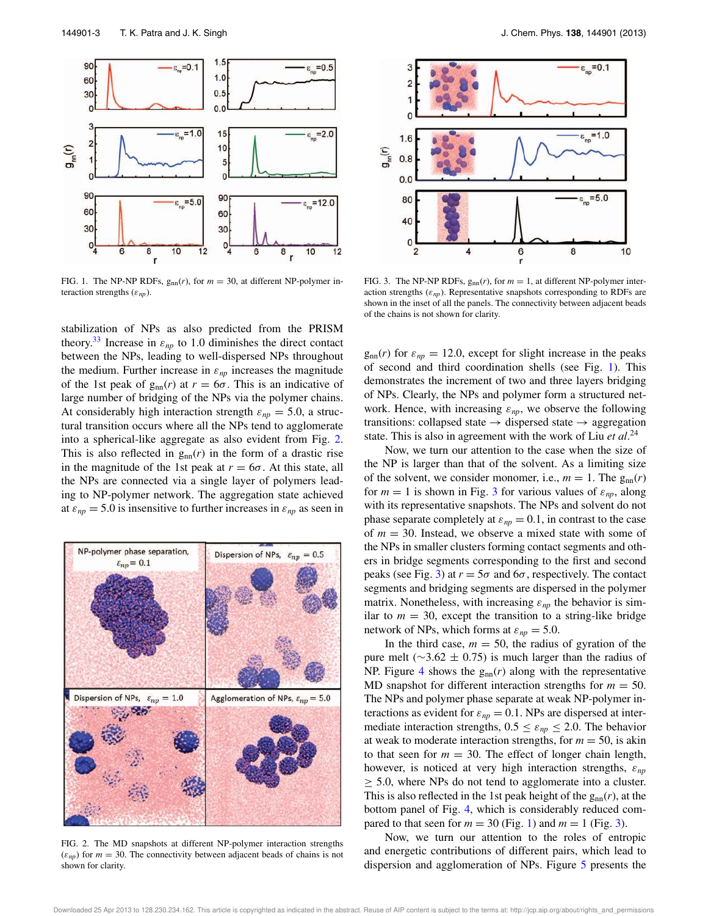FIG. 1. The NP-NP RDFs, $g_{nn}(r)$, for $m = 30$, at different NP-polymer interaction strengths ($\varepsilon_{np}$).

stabilization of NPs as also predicted from the PRISM theory.[33] Increase in $\varepsilon_{np}$ to 1.0 diminishes the direct contact between the NPs, leading to well-dispersed NPs throughout the medium. Further increase in $\varepsilon_{np}$ increases the magnitude of the 1st peak of $g_{nn}(r)$ at $r = 6\sigma$. This is an indicative of large number of bridging of the NPs via the polymer chains. At considerably high interaction strength $\varepsilon_{np} = 5.0$, a structural transition occurs where all the NPs tend to agglomerate into a spherical-like aggregate as also evident from Fig. 2. This is also reflected in $g_{nn}(r)$ in the form of a drastic rise in the magnitude of the 1st peak at $r = 6\sigma$. At this state, all the NPs are connected via a single layer of polymers leading to NP-polymer network. The aggregation state achieved at $\varepsilon_{np} = 5.0$ is insensitive to further increases in $\varepsilon_{np}$ as seen in $g_{nn}(r)$ for $\varepsilon_{np} = 12.0$, except for slight increase in the peaks of second and third coordination shells (see Fig. 1). This demonstrates the increment of two and three layers bridging of NPs. Clearly, the NPs and polymer form a structured network. Hence, with increasing $\varepsilon_{np}$, we observe the following transitions: collapsed state → dispersed state → aggregation state. This is also in agreement with the work of Liu *et al.*[24]

FIG. 2. The MD snapshots at different NP-polymer interaction strengths ($\varepsilon_{np}$) for $m = 30$. The connectivity between adjacent beads of chains is not shown for clarity.

FIG. 3. The NP-NP RDFs, $g_{nn}(r)$, for $m = 1$, at different NP-polymer interaction strengths ($\varepsilon_{np}$). Representative snapshots corresponding to RDFs are shown in the inset of all the panels. The connectivity between adjacent beads of the chains is not shown for clarity.

Now, we turn our attention to the case when the size of the NP is larger than that of the solvent. As a limiting size of the solvent, we consider monomer, i.e., $m = 1$. The $g_{nn}(r)$ for $m = 1$ is shown in Fig. 3 for various values of $\varepsilon_{np}$, along with its representative snapshots. The NPs and solvent do not phase separate completely at $\varepsilon_{np} = 0.1$, in contrast to the case of $m = 30$. Instead, we observe a mixed state with some of the NPs in smaller clusters forming contact segments and others in bridge segments corresponding to the first and second peaks (see Fig. 3) at $r = 5\sigma$ and $6\sigma$, respectively. The contact segments and bridging segments are dispersed in the polymer matrix. Nonetheless, with increasing $\varepsilon_{np}$ the behavior is similar to $m = 30$, except the transition to a string-like bridge network of NPs, which forms at $\varepsilon_{np} = 5.0$.

In the third case, $m = 50$, the radius of gyration of the pure melt ($\sim$3.62 ± 0.75) is much larger than the radius of NP. Figure 4 shows the $g_{nn}(r)$ along with the representative MD snapshot for different interaction strengths for $m = 50$. The NPs and polymer phase separate at weak NP-polymer interactions as evident for $\varepsilon_{np} = 0.1$. NPs are dispersed at intermediate interaction strengths, $0.5 \leq \varepsilon_{np} \leq 2.0$. The behavior at weak to moderate interaction strengths, for $m = 50$, is akin to that seen for $m = 30$. The effect of longer chain length, however, is noticed at very high interaction strengths, $\varepsilon_{np} \geq 5.0$, where NPs do not tend to agglomerate into a cluster. This is also reflected in the 1st peak height of the $g_{nn}(r)$, at the bottom panel of Fig. 4, which is considerably reduced compared to that seen for $m = 30$ (Fig. 1) and $m = 1$ (Fig. 3).

Now, we turn our attention to the roles of entropic and energetic contributions of different pairs, which lead to dispersion and agglomeration of NPs. Figure 5 presents the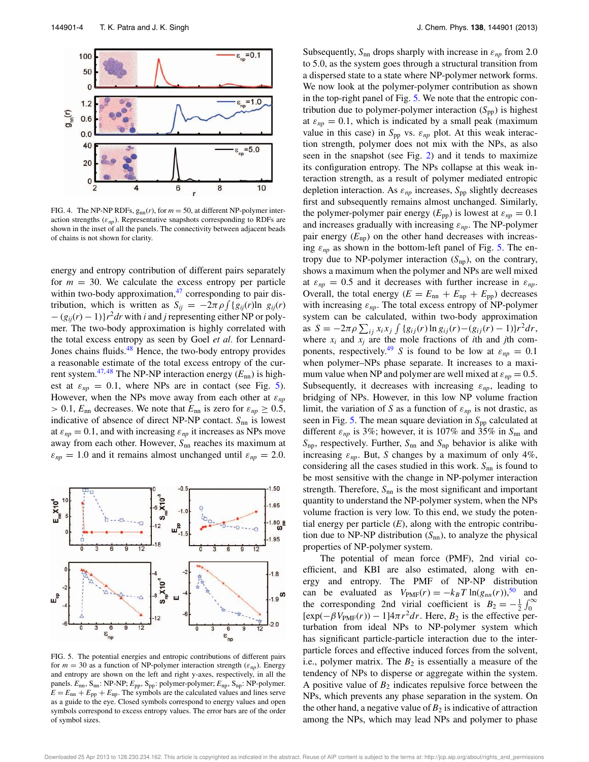FIG. 4. The NP-NP RDFs, $g_{nn}(r)$, for $m = 50$, at different NP-polymer interaction strengths ($\varepsilon_{np}$). Representative snapshots corresponding to RDFs are shown in the inset of all the panels. The connectivity between adjacent beads of chains is not shown for clarity.

energy and entropy contribution of different pairs separately for $m = 30$. We calculate the excess entropy per particle within two-body approximation,[47] corresponding to pair distribution, which is written as $S_{ij} = -2\pi\rho\int\{g_{ij}(r)\ln g_{ij}(r) - (g_{ij}(r) - 1)\}r^2dr$ with $i$ and $j$ representing either NP or polymer. The two-body approximation is highly correlated with the total excess entropy as seen by Goel *et al*. for Lennard-Jones chains fluids.[48] Hence, the two-body entropy provides a reasonable estimate of the total excess entropy of the current system.[47,48] The NP-NP interaction energy ($E_{nn}$) is highest at $\varepsilon_{np} = 0.1$, where NPs are in contact (see Fig. 5). However, when the NPs move away from each other at $\varepsilon_{np} > 0.1$, $E_{nn}$ decreases. We note that $E_{nn}$ is zero for $\varepsilon_{np} \geq 0.5$, indicative of absence of direct NP-NP contact. $S_{nn}$ is lowest at $\varepsilon_{np} = 0.1$, and with increasing $\varepsilon_{np}$ it increases as NPs move away from each other. However, $S_{nn}$ reaches its maximum at $\varepsilon_{np} = 1.0$ and it remains almost unchanged until $\varepsilon_{np} = 2.0$.

FIG. 5. The potential energies and entropic contributions of different pairs for $m = 30$ as a function of NP-polymer interaction strength ($\varepsilon_{np}$). Energy and entropy are shown on the left and right y-axes, respectively, in all the panels. $E_{nn}$, $S_{nn}$: NP-NP; $E_{pp}$, $S_{pp}$: polymer-polymer; $E_{np}$, $S_{np}$: NP-polymer. $E = E_{nn} + E_{pp} + E_{np}$. The symbols are the calculated values and lines serve as a guide to the eye. Closed symbols correspond to energy values and open symbols correspond to excess entropy values. The error bars are of the order of symbol sizes.

Subsequently, $S_{nn}$ drops sharply with increase in $\varepsilon_{np}$ from 2.0 to 5.0, as the system goes through a structural transition from a dispersed state to a state where NP-polymer network forms. We now look at the polymer-polymer contribution as shown in the top-right panel of Fig. 5. We note that the entropic contribution due to polymer-polymer interaction ($S_{pp}$) is highest at $\varepsilon_{np} = 0.1$, which is indicated by a small peak (maximum value in this case) in $S_{pp}$ vs. $\varepsilon_{np}$ plot. At this weak interaction strength, polymer does not mix with the NPs, as also seen in the snapshot (see Fig. 2) and it tends to maximize its configuration entropy. The NPs collapse at this weak interaction strength, as a result of polymer mediated entropic depletion interaction. As $\varepsilon_{np}$ increases, $S_{pp}$ slightly decreases first and subsequently remains almost unchanged. Similarly, the polymer-polymer pair energy ($E_{pp}$) is lowest at $\varepsilon_{np} = 0.1$ and increases gradually with increasing $\varepsilon_{np}$. The NP-polymer pair energy ($E_{np}$) on the other hand decreases with increasing $\varepsilon_{np}$ as shown in the bottom-left panel of Fig. 5. The entropy due to NP-polymer interaction ($S_{np}$), on the contrary, shows a maximum when the polymer and NPs are well mixed at $\varepsilon_{np} = 0.5$ and it decreases with further increase in $\varepsilon_{np}$. Overall, the total energy ($E = E_{nn} + E_{np} + E_{pp}$) decreases with increasing $\varepsilon_{np}$. The total excess entropy of NP-polymer system can be calculated, within two-body approximation as $S = -2\pi\rho\sum_{ij}x_i x_j\int\{g_{ij}(r)\ln g_{ij}(r) - (g_{ij}(r) - 1)\}r^2dr$, where $x_i$ and $x_j$ are the mole fractions of $i$th and $j$th components, respectively.[49] $S$ is found to be low at $\varepsilon_{np} = 0.1$ when polymer–NPs phase separate. It increases to a maximum value when NP and polymer are well mixed at $\varepsilon_{np} = 0.5$. Subsequently, it decreases with increasing $\varepsilon_{np}$, leading to bridging of NPs. However, in this low NP volume fraction limit, the variation of $S$ as a function of $\varepsilon_{np}$ is not drastic, as seen in Fig. 5. The mean square deviation in $S_{pp}$ calculated at different $\varepsilon_{np}$ is 3%; however, it is 107% and 35% in $S_{nn}$ and $S_{np}$, respectively. Further, $S_{nn}$ and $S_{np}$ behavior is alike with increasing $\varepsilon_{np}$. But, $S$ changes by a maximum of only 4%, considering all the cases studied in this work. $S_{nn}$ is found to be most sensitive with the change in NP-polymer interaction strength. Therefore, $S_{nn}$ is the most significant and important quantity to understand the NP-polymer system, when the NPs volume fraction is very low. To this end, we study the potential energy per particle ($E$), along with the entropic contribution due to NP-NP distribution ($S_{nn}$), to analyze the physical properties of NP-polymer system.

The potential of mean force (PMF), 2nd virial coefficient, and KBI are also estimated, along with energy and entropy. The PMF of NP-NP distribution can be evaluated as $V_{PMF}(r) = -k_BT\ln(g_{nn}(r))$,[50] and the corresponding 2nd virial coefficient is $B_2 = -\frac{1}{2}\int_0^\infty [\exp(-\beta V_{PMF}(r)) - 1]4\pi r^2dr$. Here, $B_2$ is the effective perturbation from ideal NPs to NP-polymer system which has significant particle-particle interaction due to the interparticle forces and effective induced forces from the solvent, i.e., polymer matrix. The $B_2$ is essentially a measure of the tendency of NPs to disperse or aggregate within the system. A positive value of $B_2$ indicates repulsive force between the NPs, which prevents any phase separation in the system. On the other hand, a negative value of $B_2$ is indicative of attraction among the NPs, which may lead NPs and polymer to phase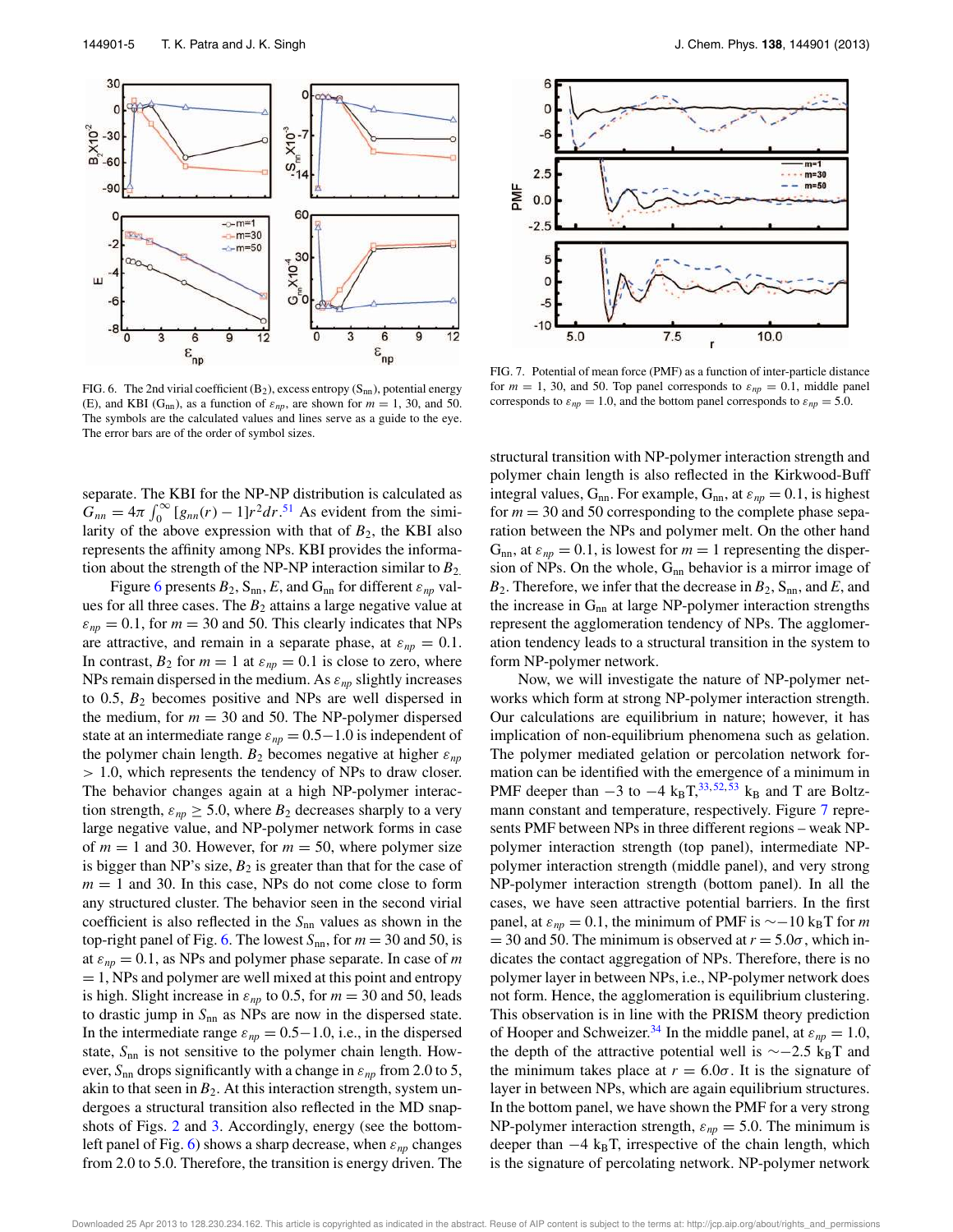FIG. 6. The 2nd virial coefficient ($B_2$), excess entropy ($S_{nn}$), potential energy (E), and KBI ($G_{nn}$), as a function of $\varepsilon_{np}$, are shown for $m = 1$, 30, and 50. The symbols are the calculated values and lines serve as a guide to the eye. The error bars are of the order of symbol sizes.

FIG. 7. Potential of mean force (PMF) as a function of inter-particle distance for $m = 1$, 30, and 50. Top panel corresponds to $\varepsilon_{np} = 0.1$, middle panel corresponds to $\varepsilon_{np} = 1.0$, and the bottom panel corresponds to $\varepsilon_{np} = 5.0$.

separate. The KBI for the NP-NP distribution is calculated as $G_{nn} = 4\pi \int_0^\infty [g_{nn}(r) - 1] r^2 dr$.[51] As evident from the similarity of the above expression with that of $B_2$, the KBI also represents the affinity among NPs. KBI provides the information about the strength of the NP-NP interaction similar to $B_2$.

Figure 6 presents $B_2$, $S_{nn}$, $E$, and $G_{nn}$ for different $\varepsilon_{np}$ values for all three cases. The $B_2$ attains a large negative value at $\varepsilon_{np} = 0.1$, for $m = 30$ and 50. This clearly indicates that NPs are attractive, and remain in a separate phase, at $\varepsilon_{np} = 0.1$. In contrast, $B_2$ for $m = 1$ at $\varepsilon_{np} = 0.1$ is close to zero, where NPs remain dispersed in the medium. As $\varepsilon_{np}$ slightly increases to 0.5, $B_2$ becomes positive and NPs are well dispersed in the medium, for $m = 30$ and 50. The NP-polymer dispersed state at an intermediate range $\varepsilon_{np} = 0.5-1.0$ is independent of the polymer chain length. $B_2$ becomes negative at higher $\varepsilon_{np} > 1.0$, which represents the tendency of NPs to draw closer. The behavior changes again at a high NP-polymer interaction strength, $\varepsilon_{np} \geq 5.0$, where $B_2$ decreases sharply to a very large negative value, and NP-polymer network forms in case of $m = 1$ and 30. However, for $m = 50$, where polymer size is bigger than NP's size, $B_2$ is greater than that for the case of $m = 1$ and 30. In this case, NPs do not come close to form any structured cluster. The behavior seen in the second virial coefficient is also reflected in the $S_{nn}$ values as shown in the top-right panel of Fig. 6. The lowest $S_{nn}$, for $m = 30$ and 50, is at $\varepsilon_{np} = 0.1$, as NPs and polymer phase separate. In case of $m = 1$, NPs and polymer are well mixed at this point and entropy is high. Slight increase in $\varepsilon_{np}$ to 0.5, for $m = 30$ and 50, leads to drastic jump in $S_{nn}$ as NPs are now in the dispersed state. In the intermediate range $\varepsilon_{np} = 0.5-1.0$, i.e., in the dispersed state, $S_{nn}$ is not sensitive to the polymer chain length. However, $S_{nn}$ drops significantly with a change in $\varepsilon_{np}$ from 2.0 to 5, akin to that seen in $B_2$. At this interaction strength, system undergoes a structural transition also reflected in the MD snapshots of Figs. 2 and 3. Accordingly, energy (see the bottom-left panel of Fig. 6) shows a sharp decrease, when $\varepsilon_{np}$ changes from 2.0 to 5.0. Therefore, the transition is energy driven. The structural transition with NP-polymer interaction strength and polymer chain length is also reflected in the Kirkwood-Buff integral values, $G_{nn}$. For example, $G_{nn}$, at $\varepsilon_{np} = 0.1$, is highest for $m = 30$ and 50 corresponding to the complete phase separation between the NPs and polymer melt. On the other hand $G_{nn}$, at $\varepsilon_{np} = 0.1$, is lowest for $m = 1$ representing the dispersion of NPs. On the whole, $G_{nn}$ behavior is a mirror image of $B_2$. Therefore, we infer that the decrease in $B_2$, $S_{nn}$, and $E$, and the increase in $G_{nn}$ at large NP-polymer interaction strengths represent the agglomeration tendency of NPs. The agglomeration tendency leads to a structural transition in the system to form NP-polymer network.

Now, we will investigate the nature of NP-polymer networks which form at strong NP-polymer interaction strength. Our calculations are equilibrium in nature; however, it has implication of non-equilibrium phenomena such as gelation. The polymer mediated gelation or percolation network formation can be identified with the emergence of a minimum in PMF deeper than $-3$ to $-4$ $k_BT$,[33,52,53] $k_B$ and T are Boltzmann constant and temperature, respectively. Figure 7 represents PMF between NPs in three different regions – weak NP-polymer interaction strength (top panel), intermediate NP-polymer interaction strength (middle panel), and very strong NP-polymer interaction strength (bottom panel). In all the cases, we have seen attractive potential barriers. In the first panel, at $\varepsilon_{np} = 0.1$, the minimum of PMF is $\sim -10$ $k_BT$ for $m = 30$ and 50. The minimum is observed at $r = 5.0\sigma$, which indicates the contact aggregation of NPs. Therefore, there is no polymer layer in between NPs, i.e., NP-polymer network does not form. Hence, the agglomeration is equilibrium clustering. This observation is in line with the PRISM theory prediction of Hooper and Schweizer.[34] In the middle panel, at $\varepsilon_{np} = 1.0$, the depth of the attractive potential well is $\sim -2.5$ $k_BT$ and the minimum takes place at $r = 6.0\sigma$. It is the signature of layer in between NPs, which are again equilibrium structures. In the bottom panel, we have shown the PMF for a very strong NP-polymer interaction strength, $\varepsilon_{np} = 5.0$. The minimum is deeper than $-4$ $k_BT$, irrespective of the chain length, which is the signature of percolating network. NP-polymer network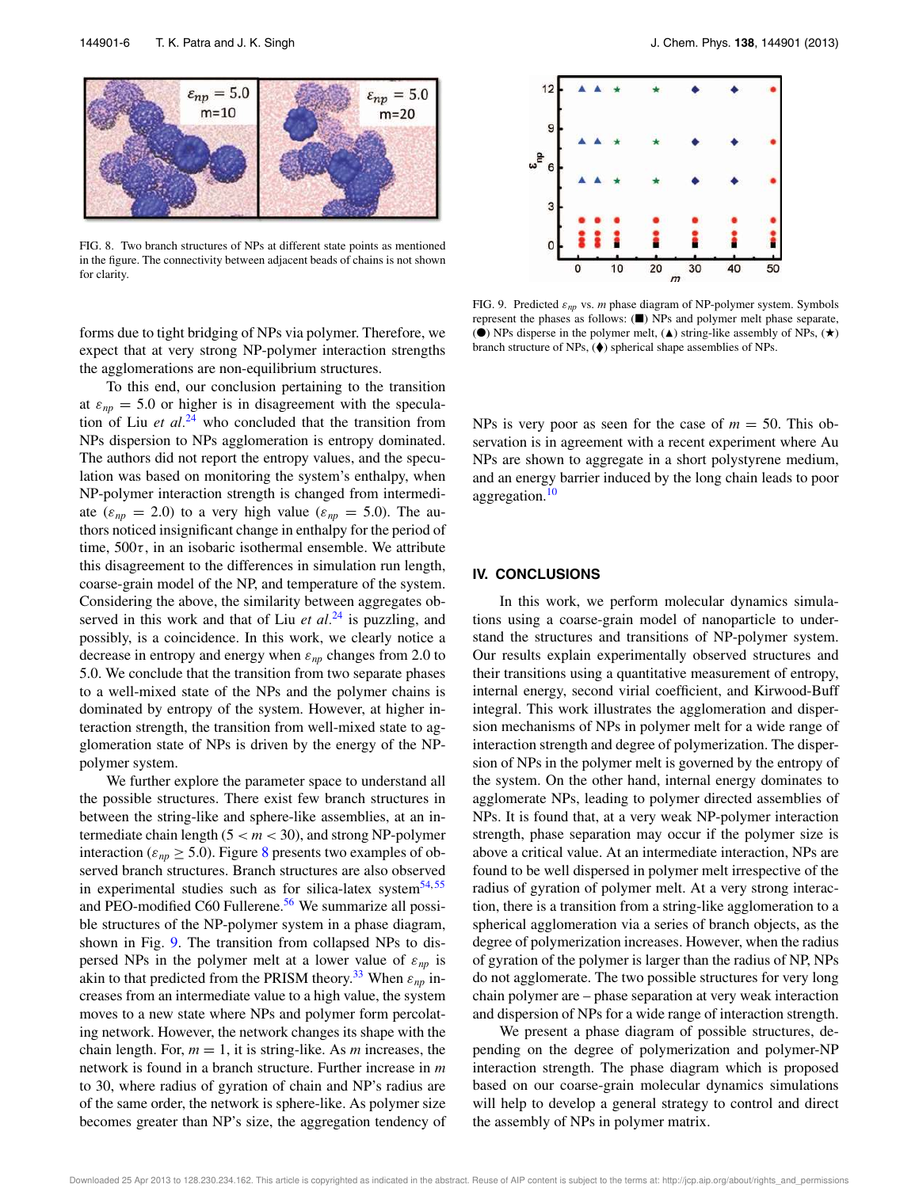$\varepsilon_{np} = 5.0$
m=10

$\varepsilon_{np} = 5.0$
m=20

FIG. 8. Two branch structures of NPs at different state points as mentioned in the figure. The connectivity between adjacent beads of chains is not shown for clarity.

forms due to tight bridging of NPs via polymer. Therefore, we expect that at very strong NP-polymer interaction strengths the agglomerations are non-equilibrium structures.

To this end, our conclusion pertaining to the transition at $\varepsilon_{np} = 5.0$ or higher is in disagreement with the speculation of Liu *et al.*[24] who concluded that the transition from NPs dispersion to NPs agglomeration is entropy dominated. The authors did not report the entropy values, and the speculation was based on monitoring the system's enthalpy, when NP-polymer interaction strength is changed from intermediate ($\varepsilon_{np} = 2.0$) to a very high value ($\varepsilon_{np} = 5.0$). The authors noticed insignificant change in enthalpy for the period of time, $500\tau$, in an isobaric isothermal ensemble. We attribute this disagreement to the differences in simulation run length, coarse-grain model of the NP, and temperature of the system. Considering the above, the similarity between aggregates observed in this work and that of Liu *et al.*[24] is puzzling, and possibly, is a coincidence. In this work, we clearly notice a decrease in entropy and energy when $\varepsilon_{np}$ changes from 2.0 to 5.0. We conclude that the transition from two separate phases to a well-mixed state of the NPs and the polymer chains is dominated by entropy of the system. However, at higher interaction strength, the transition from well-mixed state to agglomeration state of NPs is driven by the energy of the NP-polymer system.

We further explore the parameter space to understand all the possible structures. There exist few branch structures in between the string-like and sphere-like assemblies, at an intermediate chain length ($5 < m < 30$), and strong NP-polymer interaction ($\varepsilon_{np} \geq 5.0$). Figure 8 presents two examples of observed branch structures. Branch structures are also observed in experimental studies such as for silica-latex system[54,55] and PEO-modified C60 Fullerene.[56] We summarize all possible structures of the NP-polymer system in a phase diagram, shown in Fig. 9. The transition from collapsed NPs to dispersed NPs in the polymer melt at a lower value of $\varepsilon_{np}$ is akin to that predicted from the PRISM theory.[33] When $\varepsilon_{np}$ increases from an intermediate value to a high value, the system moves to a new state where NPs and polymer form percolating network. However, the network changes its shape with the chain length. For, $m = 1$, it is string-like. As $m$ increases, the network is found in a branch structure. Further increase in $m$ to 30, where radius of gyration of chain and NP's radius are of the same order, the network is sphere-like. As polymer size becomes greater than NP's size, the aggregation tendency of

$\varepsilon_{np}$
12
9
6
3
0
0 10 20 30 40 50
$m$

FIG. 9. Predicted $\varepsilon_{np}$ vs. $m$ phase diagram of NP-polymer system. Symbols represent the phases as follows: (■) NPs and polymer melt phase separate, (●) NPs disperse in the polymer melt, (▲) string-like assembly of NPs, (★) branch structure of NPs, (♦) spherical shape assemblies of NPs.

NPs is very poor as seen for the case of $m = 50$. This observation is in agreement with a recent experiment where Au NPs are shown to aggregate in a short polystyrene medium, and an energy barrier induced by the long chain leads to poor aggregation.[10]

## IV. CONCLUSIONS

In this work, we perform molecular dynamics simulations using a coarse-grain model of nanoparticle to understand the structures and transitions of NP-polymer system. Our results explain experimentally observed structures and their transitions using a quantitative measurement of entropy, internal energy, second virial coefficient, and Kirwood-Buff integral. This work illustrates the agglomeration and dispersion mechanisms of NPs in polymer melt for a wide range of interaction strength and degree of polymerization. The dispersion of NPs in the polymer melt is governed by the entropy of the system. On the other hand, internal energy dominates to agglomerate NPs, leading to polymer directed assemblies of NPs. It is found that, at a very weak NP-polymer interaction strength, phase separation may occur if the polymer size is above a critical value. At an intermediate interaction, NPs are found to be well dispersed in polymer melt irrespective of the radius of gyration of polymer melt. At a very strong interaction, there is a transition from a string-like agglomeration to a spherical agglomeration via a series of branch objects, as the degree of polymerization increases. However, when the radius of gyration of the polymer is larger than the radius of NP, NPs do not agglomerate. The two possible structures for very long chain polymer are – phase separation at very weak interaction and dispersion of NPs for a wide range of interaction strength.

We present a phase diagram of possible structures, depending on the degree of polymerization and polymer-NP interaction strength. The phase diagram which is proposed based on our coarse-grain molecular dynamics simulations will help to develop a general strategy to control and direct the assembly of NPs in polymer matrix.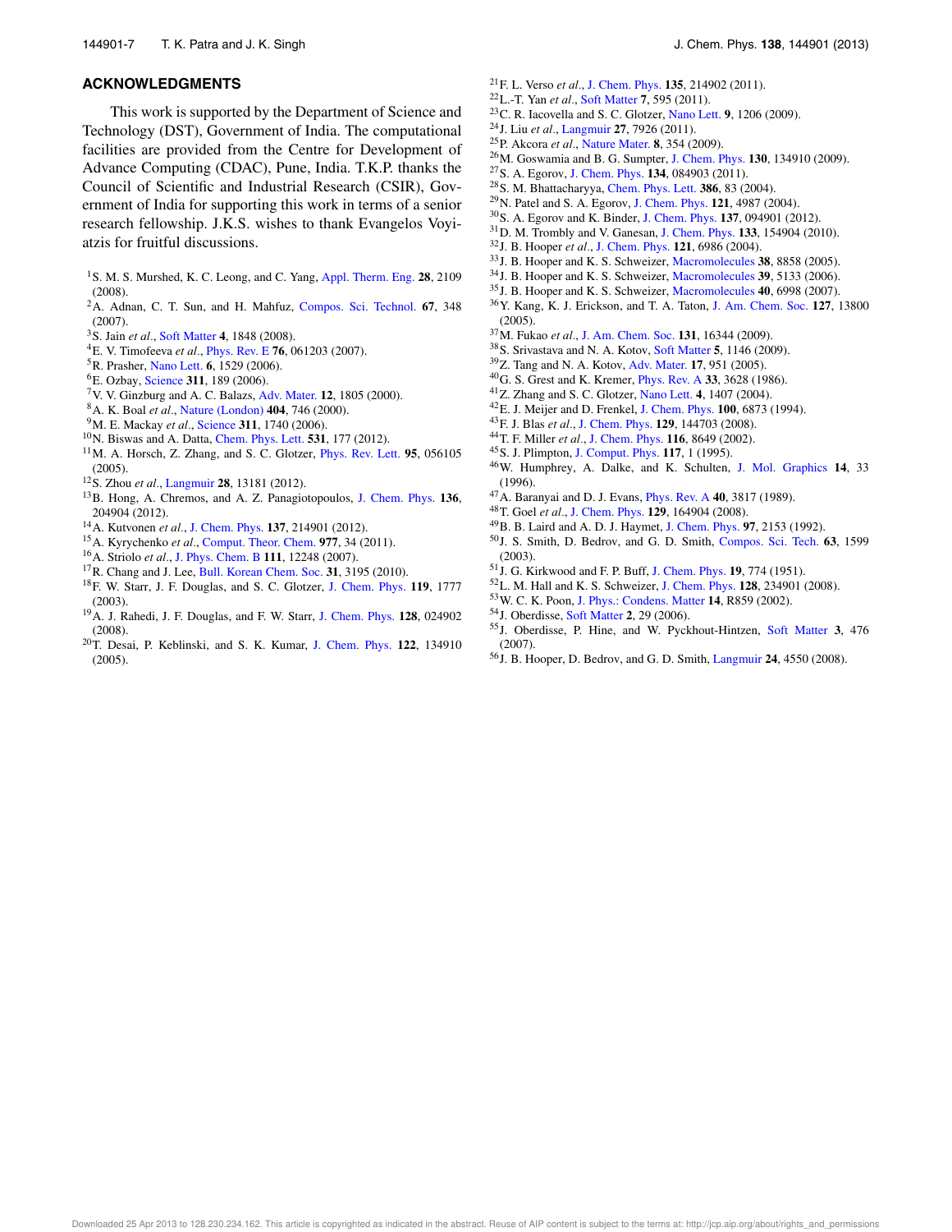## ACKNOWLEDGMENTS

This work is supported by the Department of Science and Technology (DST), Government of India. The computational facilities are provided from the Centre for Development of Advance Computing (CDAC), Pune, India. T.K.P. thanks the Council of Scientific and Industrial Research (CSIR), Government of India for supporting this work in terms of a senior research fellowship. J.K.S. wishes to thank Evangelos Voyiatzis for fruitful discussions.

[1] S. M. S. Murshed, K. C. Leong, and C. Yang, Appl. Therm. Eng. **28**, 2109 (2008).
[2] A. Adnan, C. T. Sun, and H. Mahfuz, Compos. Sci. Technol. **67**, 348 (2007).
[3] S. Jain *et al.*, Soft Matter **4**, 1848 (2008).
[4] E. V. Timofeeva *et al.*, Phys. Rev. E **76**, 061203 (2007).
[5] R. Prasher, Nano Lett. **6**, 1529 (2006).
[6] E. Ozbay, Science **311**, 189 (2006).
[7] V. V. Ginzburg and A. C. Balazs, Adv. Mater. **12**, 1805 (2000).
[8] A. K. Boal *et al.*, Nature (London) **404**, 746 (2000).
[9] M. E. Mackay *et al.*, Science **311**, 1740 (2006).
[10] N. Biswas and A. Datta, Chem. Phys. Lett. **531**, 177 (2012).
[11] M. A. Horsch, Z. Zhang, and S. C. Glotzer, Phys. Rev. Lett. **95**, 056105 (2005).
[12] S. Zhou *et al.*, Langmuir **28**, 13181 (2012).
[13] B. Hong, A. Chremos, and A. Z. Panagiotopoulos, J. Chem. Phys. **136**, 204904 (2012).
[14] A. Kutvonen *et al.*, J. Chem. Phys. **137**, 214901 (2012).
[15] A. Kyrychenko *et al.*, Comput. Theor. Chem. **977**, 34 (2011).
[16] A. Striolo *et al.*, J. Phys. Chem. B **111**, 12248 (2007).
[17] R. Chang and J. Lee, Bull. Korean Chem. Soc. **31**, 3195 (2010).
[18] F. W. Starr, J. F. Douglas, and S. C. Glotzer, J. Chem. Phys. **119**, 1777 (2003).
[19] A. J. Rahedi, J. F. Douglas, and F. W. Starr, J. Chem. Phys. **128**, 024902 (2008).
[20] T. Desai, P. Keblinski, and S. K. Kumar, J. Chem. Phys. **122**, 134910 (2005).
[21] F. L. Verso *et al.*, J. Chem. Phys. **135**, 214902 (2011).
[22] L.-T. Yan *et al.*, Soft Matter **7**, 595 (2011).
[23] C. R. Iacovella and S. C. Glotzer, Nano Lett. **9**, 1206 (2009).
[24] J. Liu *et al.*, Langmuir **27**, 7926 (2011).
[25] P. Akcora *et al.*, Nature Mater. **8**, 354 (2009).
[26] M. Goswamia and B. G. Sumpter, J. Chem. Phys. **130**, 134910 (2009).
[27] S. A. Egorov, J. Chem. Phys. **134**, 084903 (2011).
[28] S. M. Bhattacharyya, Chem. Phys. Lett. **386**, 83 (2004).
[29] N. Patel and S. A. Egorov, J. Chem. Phys. **121**, 4987 (2004).
[30] S. A. Egorov and K. Binder, J. Chem. Phys. **137**, 094901 (2012).
[31] D. M. Trombly and V. Ganesan, J. Chem. Phys. **133**, 154904 (2010).
[32] J. B. Hooper *et al.*, J. Chem. Phys. **121**, 6986 (2004).
[33] J. B. Hooper and K. S. Schweizer, Macromolecules **38**, 8858 (2005).
[34] J. B. Hooper and K. S. Schweizer, Macromolecules **39**, 5133 (2006).
[35] J. B. Hooper and K. S. Schweizer, Macromolecules **40**, 6998 (2007).
[36] Y. Kang, K. J. Erickson, and T. A. Taton, J. Am. Chem. Soc. **127**, 13800 (2005).
[37] M. Fukao *et al.*, J. Am. Chem. Soc. **131**, 16344 (2009).
[38] S. Srivastava and N. A. Kotov, Soft Matter **5**, 1146 (2009).
[39] Z. Tang and N. A. Kotov, Adv. Mater. **17**, 951 (2005).
[40] G. S. Grest and K. Kremer, Phys. Rev. A **33**, 3628 (1986).
[41] Z. Zhang and S. C. Glotzer, Nano Lett. **4**, 1407 (2004).
[42] E. J. Meijer and D. Frenkel, J. Chem. Phys. **100**, 6873 (1994).
[43] F. J. Blas *et al.*, J. Chem. Phys. **129**, 144703 (2008).
[44] T. F. Miller *et al.*, J. Chem. Phys. **116**, 8649 (2002).
[45] S. J. Plimpton, J. Comput. Phys. **117**, 1 (1995).
[46] W. Humphrey, A. Dalke, and K. Schulten, J. Mol. Graphics **14**, 33 (1996).
[47] A. Baranyai and D. J. Evans, Phys. Rev. A **40**, 3817 (1989).
[48] T. Goel *et al.*, J. Chem. Phys. **129**, 164904 (2008).
[49] B. B. Laird and A. D. J. Haymet, J. Chem. Phys. **97**, 2153 (1992).
[50] J. S. Smith, D. Bedrov, and G. D. Smith, Compos. Sci. Tech. **63**, 1599 (2003).
[51] J. G. Kirkwood and F. P. Buff, J. Chem. Phys. **19**, 774 (1951).
[52] L. M. Hall and K. S. Schweizer, J. Chem. Phys. **128**, 234901 (2008).
[53] W. C. K. Poon, J. Phys.: Condens. Matter **14**, R859 (2002).
[54] J. Oberdisse, Soft Matter **2**, 29 (2006).
[55] J. Oberdisse, P. Hine, and W. Pyckhout-Hintzen, Soft Matter **3**, 476 (2007).
[56] J. B. Hooper, D. Bedrov, and G. D. Smith, Langmuir **24**, 4550 (2008).